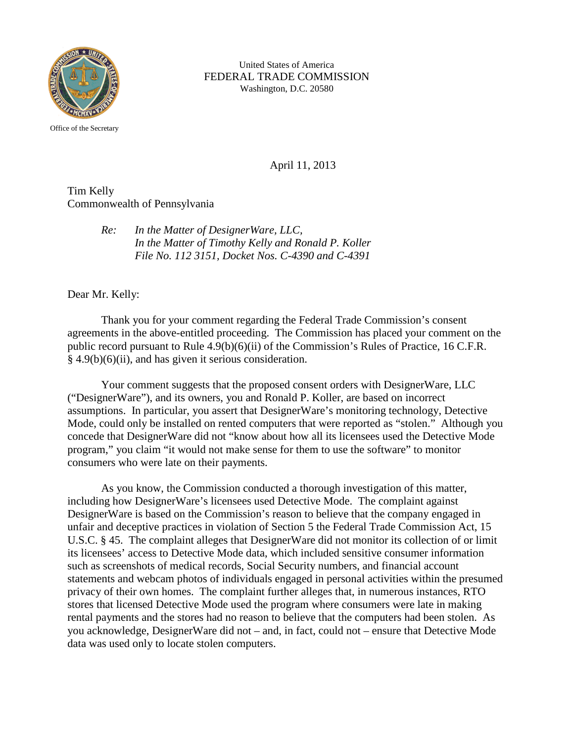United States of America
FEDERAL TRADE COMMISSION
Washington, D.C. 20580

Office of the Secretary

April 11, 2013

Tim Kelly
Commonwealth of Pennsylvania

> *Re: In the Matter of DesignerWare, LLC,*
> *In the Matter of Timothy Kelly and Ronald P. Koller*
> *File No. 112 3151, Docket Nos. C-4390 and C-4391*

Dear Mr. Kelly:

Thank you for your comment regarding the Federal Trade Commission's consent agreements in the above-entitled proceeding. The Commission has placed your comment on the public record pursuant to Rule 4.9(b)(6)(ii) of the Commission's Rules of Practice, 16 C.F.R. § 4.9(b)(6)(ii), and has given it serious consideration.

Your comment suggests that the proposed consent orders with DesignerWare, LLC ("DesignerWare"), and its owners, you and Ronald P. Koller, are based on incorrect assumptions. In particular, you assert that DesignerWare's monitoring technology, Detective Mode, could only be installed on rented computers that were reported as "stolen." Although you concede that DesignerWare did not "know about how all its licensees used the Detective Mode program," you claim "it would not make sense for them to use the software" to monitor consumers who were late on their payments.

As you know, the Commission conducted a thorough investigation of this matter, including how DesignerWare's licensees used Detective Mode. The complaint against DesignerWare is based on the Commission's reason to believe that the company engaged in unfair and deceptive practices in violation of Section 5 the Federal Trade Commission Act, 15 U.S.C. § 45. The complaint alleges that DesignerWare did not monitor its collection of or limit its licensees' access to Detective Mode data, which included sensitive consumer information such as screenshots of medical records, Social Security numbers, and financial account statements and webcam photos of individuals engaged in personal activities within the presumed privacy of their own homes. The complaint further alleges that, in numerous instances, RTO stores that licensed Detective Mode used the program where consumers were late in making rental payments and the stores had no reason to believe that the computers had been stolen. As you acknowledge, DesignerWare did not – and, in fact, could not – ensure that Detective Mode data was used only to locate stolen computers.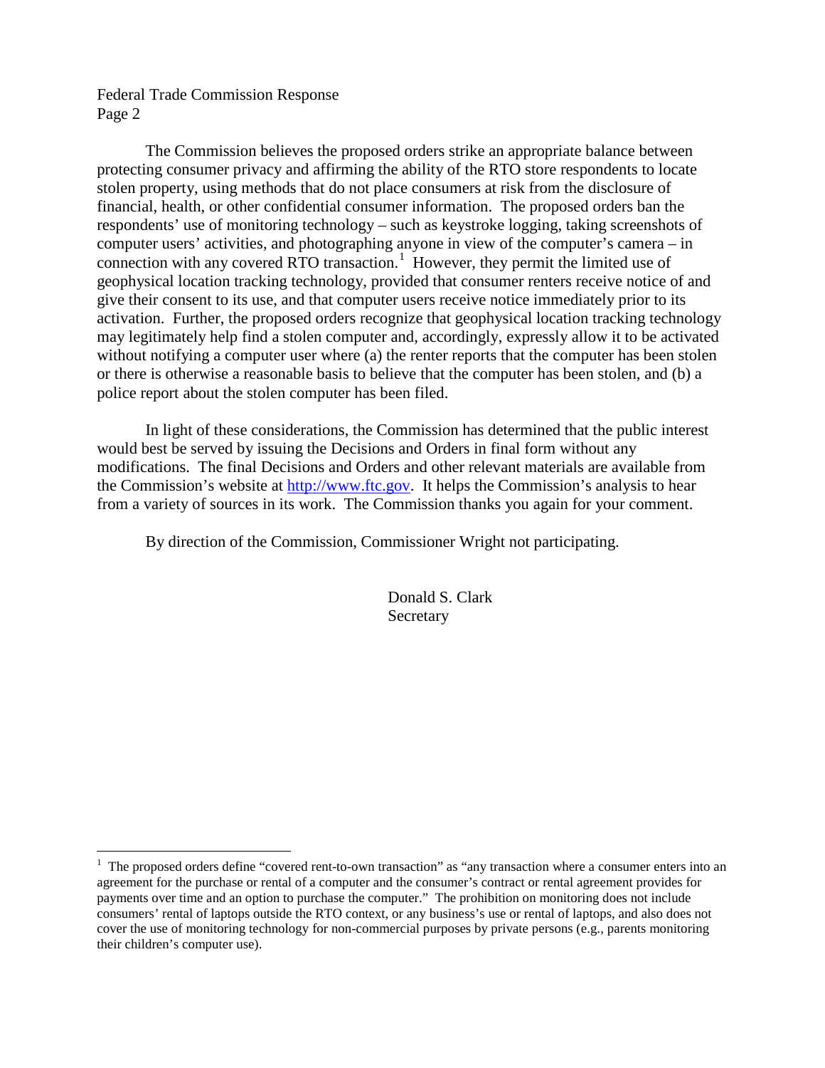The Commission believes the proposed orders strike an appropriate balance between protecting consumer privacy and affirming the ability of the RTO store respondents to locate stolen property, using methods that do not place consumers at risk from the disclosure of financial, health, or other confidential consumer information. The proposed orders ban the respondents' use of monitoring technology – such as keystroke logging, taking screenshots of computer users' activities, and photographing anyone in view of the computer's camera – in connection with any covered RTO transaction.[1] However, they permit the limited use of geophysical location tracking technology, provided that consumer renters receive notice of and give their consent to its use, and that computer users receive notice immediately prior to its activation. Further, the proposed orders recognize that geophysical location tracking technology may legitimately help find a stolen computer and, accordingly, expressly allow it to be activated without notifying a computer user where (a) the renter reports that the computer has been stolen or there is otherwise a reasonable basis to believe that the computer has been stolen, and (b) a police report about the stolen computer has been filed.

In light of these considerations, the Commission has determined that the public interest would best be served by issuing the Decisions and Orders in final form without any modifications. The final Decisions and Orders and other relevant materials are available from the Commission's website at [http://www.ftc.gov](http://www.ftc.gov). It helps the Commission's analysis to hear from a variety of sources in its work. The Commission thanks you again for your comment.

By direction of the Commission, Commissioner Wright not participating.

Donald S. Clark
Secretary

---

[1] The proposed orders define "covered rent-to-own transaction" as "any transaction where a consumer enters into an agreement for the purchase or rental of a computer and the consumer's contract or rental agreement provides for payments over time and an option to purchase the computer." The prohibition on monitoring does not include consumers' rental of laptops outside the RTO context, or any business's use or rental of laptops, and also does not cover the use of monitoring technology for non-commercial purposes by private persons (e.g., parents monitoring their children's computer use).